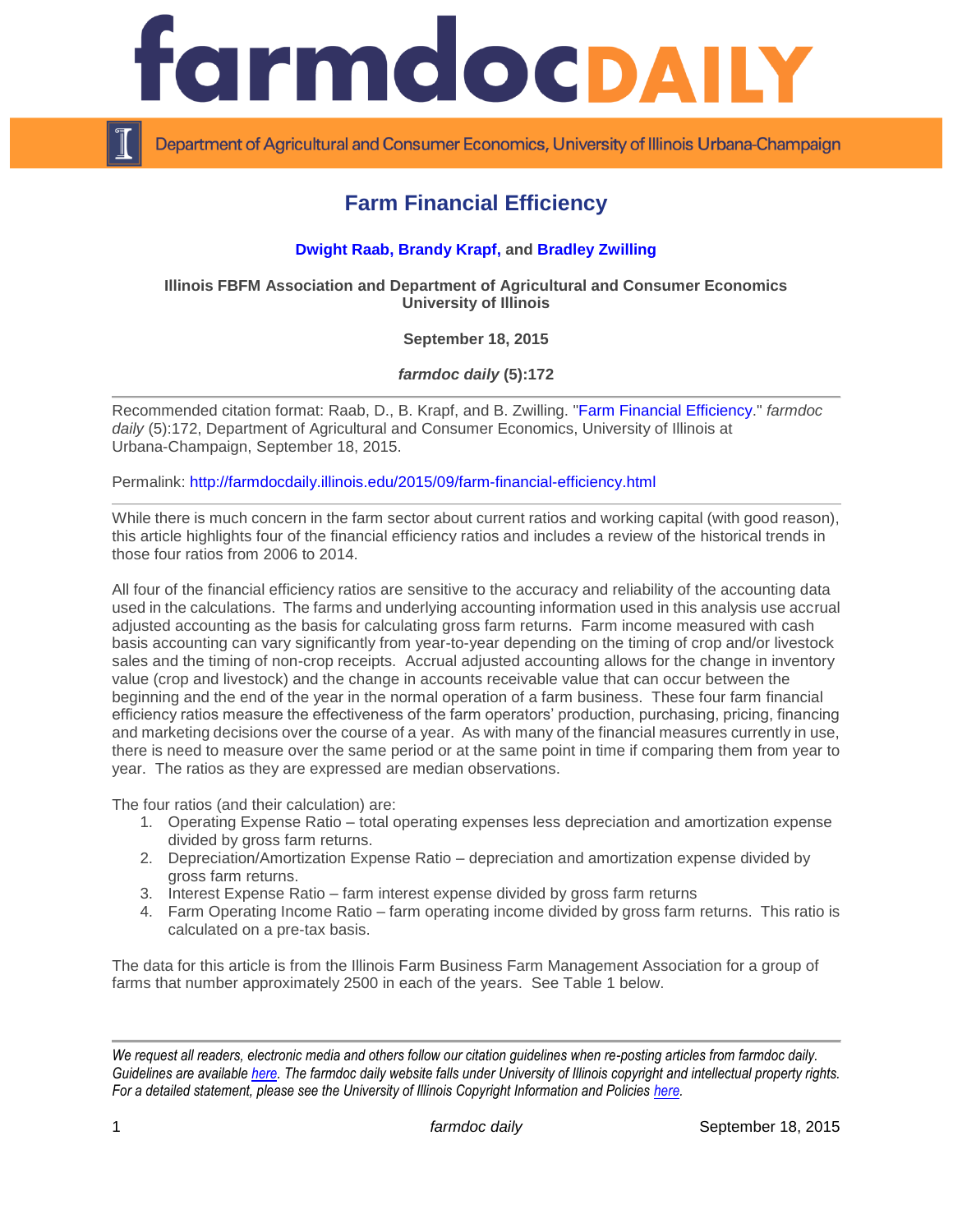# Farm Financial Efficiency

**Dwight Raab, Brandy Krapf, and Bradley Zwilling**

**Illinois FBFM Association and Department of Agricultural and Consumer Economics University of Illinois**

**September 18, 2015**

***farmdoc daily* (5):172**

Recommended citation format: Raab, D., B. Krapf, and B. Zwilling. "Farm Financial Efficiency." *farmdoc daily* (5):172, Department of Agricultural and Consumer Economics, University of Illinois at Urbana-Champaign, September 18, 2015.

Permalink: http://farmdocdaily.illinois.edu/2015/09/farm-financial-efficiency.html

While there is much concern in the farm sector about current ratios and working capital (with good reason), this article highlights four of the financial efficiency ratios and includes a review of the historical trends in those four ratios from 2006 to 2014.

All four of the financial efficiency ratios are sensitive to the accuracy and reliability of the accounting data used in the calculations. The farms and underlying accounting information used in this analysis use accrual adjusted accounting as the basis for calculating gross farm returns. Farm income measured with cash basis accounting can vary significantly from year-to-year depending on the timing of crop and/or livestock sales and the timing of non-crop receipts. Accrual adjusted accounting allows for the change in inventory value (crop and livestock) and the change in accounts receivable value that can occur between the beginning and the end of the year in the normal operation of a farm business. These four farm financial efficiency ratios measure the effectiveness of the farm operators' production, purchasing, pricing, financing and marketing decisions over the course of a year. As with many of the financial measures currently in use, there is need to measure over the same period or at the same point in time if comparing them from year to year. The ratios as they are expressed are median observations.

The four ratios (and their calculation) are:

1. Operating Expense Ratio – total operating expenses less depreciation and amortization expense divided by gross farm returns.
2. Depreciation/Amortization Expense Ratio – depreciation and amortization expense divided by gross farm returns.
3. Interest Expense Ratio – farm interest expense divided by gross farm returns
4. Farm Operating Income Ratio – farm operating income divided by gross farm returns. This ratio is calculated on a pre-tax basis.

The data for this article is from the Illinois Farm Business Farm Management Association for a group of farms that number approximately 2500 in each of the years. See Table 1 below.

*We request all readers, electronic media and others follow our citation guidelines when re-posting articles from farmdoc daily. Guidelines are available here. The farmdoc daily website falls under University of Illinois copyright and intellectual property rights. For a detailed statement, please see the University of Illinois Copyright Information and Policies here.*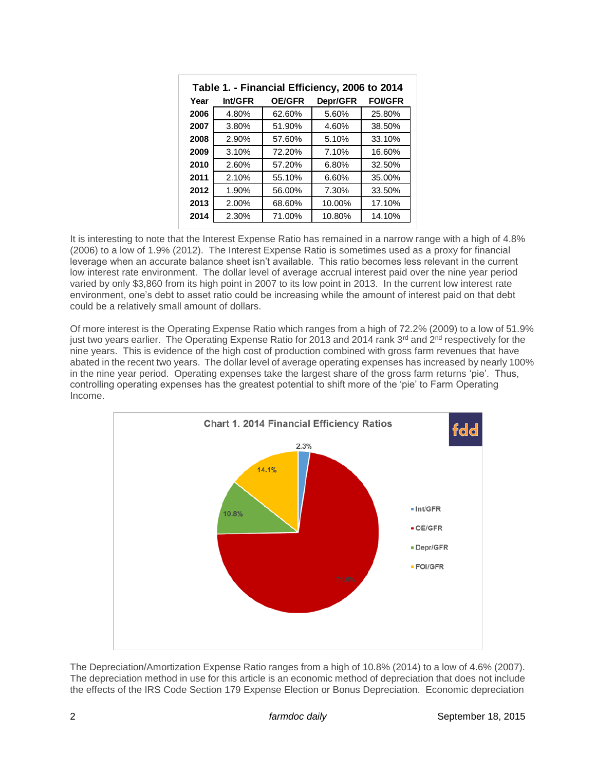**Table 1. - Financial Efficiency, 2006 to 2014**

| Year | Int/GFR | OE/GFR | Depr/GFR | FOI/GFR |
|---|---|---|---|---|
| **2006** | 4.80% | 62.60% | 5.60% | 25.80% |
| **2007** | 3.80% | 51.90% | 4.60% | 38.50% |
| **2008** | 2.90% | 57.60% | 5.10% | 33.10% |
| **2009** | 3.10% | 72.20% | 7.10% | 16.60% |
| **2010** | 2.60% | 57.20% | 6.80% | 32.50% |
| **2011** | 2.10% | 55.10% | 6.60% | 35.00% |
| **2012** | 1.90% | 56.00% | 7.30% | 33.50% |
| **2013** | 2.00% | 68.60% | 10.00% | 17.10% |
| **2014** | 2.30% | 71.00% | 10.80% | 14.10% |

It is interesting to note that the Interest Expense Ratio has remained in a narrow range with a high of 4.8% (2006) to a low of 1.9% (2012). The Interest Expense Ratio is sometimes used as a proxy for financial leverage when an accurate balance sheet isn't available. This ratio becomes less relevant in the current low interest rate environment. The dollar level of average accrual interest paid over the nine year period varied by only $3,860 from its high point in 2007 to its low point in 2013. In the current low interest rate environment, one's debt to asset ratio could be increasing while the amount of interest paid on that debt could be a relatively small amount of dollars.

Of more interest is the Operating Expense Ratio which ranges from a high of 72.2% (2009) to a low of 51.9% just two years earlier. The Operating Expense Ratio for 2013 and 2014 rank 3rd and 2nd respectively for the nine years. This is evidence of the high cost of production combined with gross farm revenues that have abated in the recent two years. The dollar level of average operating expenses has increased by nearly 100% in the nine year period. Operating expenses take the largest share of the gross farm returns 'pie'. Thus, controlling operating expenses has the greatest potential to shift more of the 'pie' to Farm Operating Income.

**Chart 1. 2014 Financial Efficiency Ratios**

| Ratio | 2014 |
|---|---|
| Int/GFR | 2.3% |
| OE/GFR | 71.0% |
| Depr/GFR | 10.8% |
| FOI/GFR | 14.1% |

The Depreciation/Amortization Expense Ratio ranges from a high of 10.8% (2014) to a low of 4.6% (2007). The depreciation method in use for this article is an economic method of depreciation that does not include the effects of the IRS Code Section 179 Expense Election or Bonus Depreciation. Economic depreciation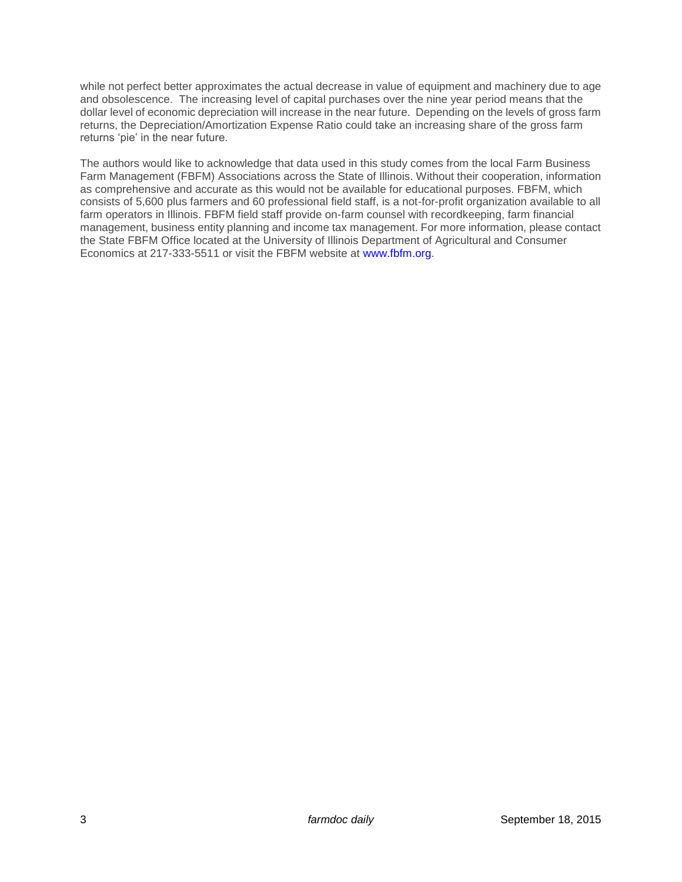while not perfect better approximates the actual decrease in value of equipment and machinery due to age and obsolescence. The increasing level of capital purchases over the nine year period means that the dollar level of economic depreciation will increase in the near future. Depending on the levels of gross farm returns, the Depreciation/Amortization Expense Ratio could take an increasing share of the gross farm returns 'pie' in the near future.

The authors would like to acknowledge that data used in this study comes from the local Farm Business Farm Management (FBFM) Associations across the State of Illinois. Without their cooperation, information as comprehensive and accurate as this would not be available for educational purposes. FBFM, which consists of 5,600 plus farmers and 60 professional field staff, is a not-for-profit organization available to all farm operators in Illinois. FBFM field staff provide on-farm counsel with recordkeeping, farm financial management, business entity planning and income tax management. For more information, please contact the State FBFM Office located at the University of Illinois Department of Agricultural and Consumer Economics at 217-333-5511 or visit the FBFM website at www.fbfm.org.